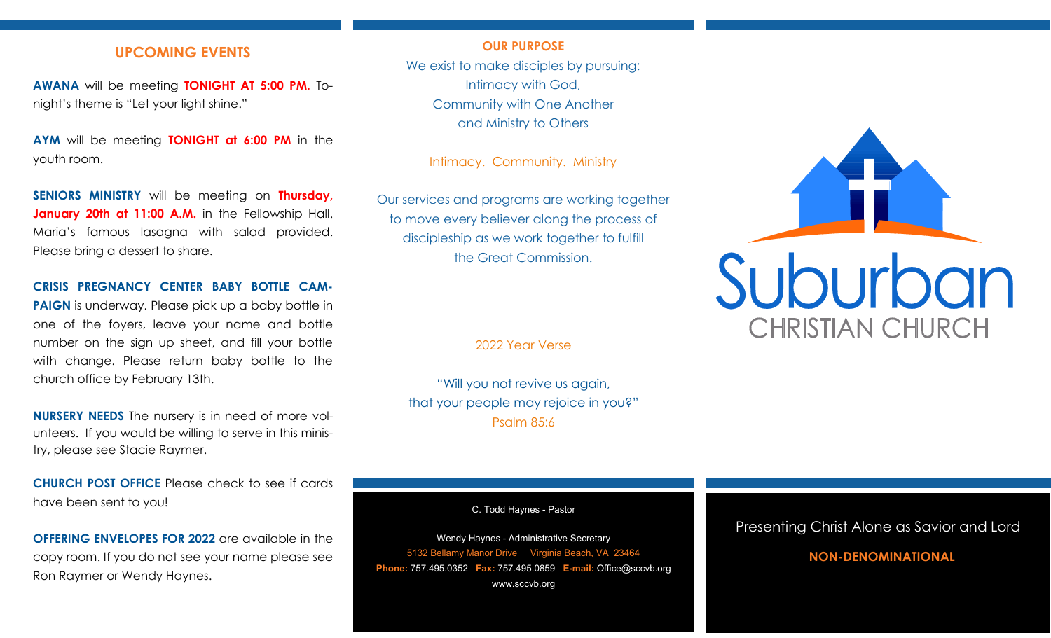## UPCOMING EVENTS

**AWANA** will be meeting **TONIGHT AT 5:00 PM.** Tonight's theme is "Let your light shine."

**AYM** will be meeting **TONIGHT at 6:00 PM** in the youth room.

**SENIORS MINISTRY** will be meeting on **Thursday, January 20th at 11:00 A.M.** in the Fellowship Hall. Maria's famous lasagna with salad provided. Please bring a dessert to share.

**CRISIS PREGNANCY CENTER BABY BOTTLE CAMPAIGN** is underway. Please pick up a baby bottle in one of the foyers, leave your name and bottle number on the sign up sheet, and fill your bottle with change. Please return baby bottle to the church office by February 13th.

**NURSERY NEEDS** The nursery is in need of more volunteers. If you would be willing to serve in this ministry, please see Stacie Raymer.

**CHURCH POST OFFICE** Please check to see if cards have been sent to you!

**OFFERING ENVELOPES FOR 2022** are available in the copy room. If you do not see your name please see Ron Raymer or Wendy Haynes.

## OUR PURPOSE

We exist to make disciples by pursuing:
Intimacy with God,
Community with One Another
and Ministry to Others

Intimacy. Community. Ministry

Our services and programs are working together to move every believer along the process of discipleship as we work together to fulfill the Great Commission.

2022 Year Verse

"Will you not revive us again,
that your people may rejoice in you?"
Psalm 85:6

C. Todd Haynes - Pastor

Wendy Haynes - Administrative Secretary
5132 Bellamy Manor Drive Virginia Beach, VA 23464
**Phone:** 757.495.0352 **Fax:** 757.495.0859 **E-mail:** Office@sccvb.org
www.sccvb.org

# Suburban
## CHRISTIAN CHURCH

Presenting Christ Alone as Savior and Lord

**NON-DENOMINATIONAL**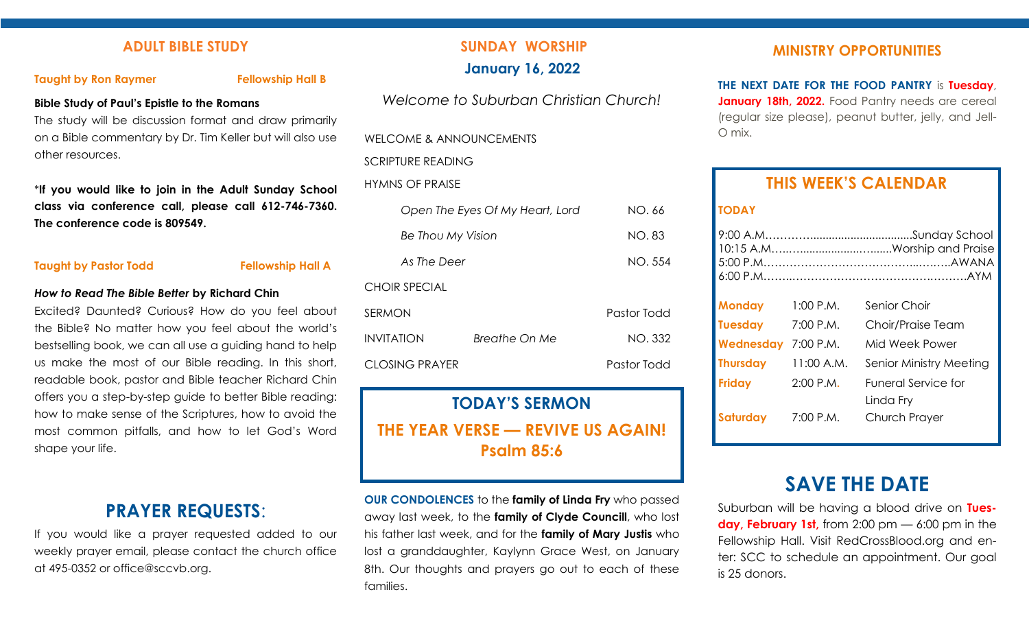## ADULT BIBLE STUDY

**Taught by Ron Raymer** — **Fellowship Hall B**

**Bible Study of Paul's Epistle to the Romans**

The study will be discussion format and draw primarily on a Bible commentary by Dr. Tim Keller but will also use other resources.

***If you would like to join in the Adult Sunday School class via conference call, please call 612-746-7360. The conference code is 809549.**

**Taught by Pastor Todd** — **Fellowship Hall A**

***How to Read The Bible Better*** **by Richard Chin**

Excited? Daunted? Curious? How do you feel about the Bible? No matter how you feel about the world's bestselling book, we can all use a guiding hand to help us make the most of our Bible reading. In this short, readable book, pastor and Bible teacher Richard Chin offers you a step-by-step guide to better Bible reading: how to make sense of the Scriptures, how to avoid the most common pitfalls, and how to let God's Word shape your life.

## PRAYER REQUESTS:

If you would like a prayer requested added to our weekly prayer email, please contact the church office at 495-0352 or office@sccvb.org.

## SUNDAY WORSHIP

### January 16, 2022

*Welcome to Suburban Christian Church!*

WELCOME & ANNOUNCEMENTS

SCRIPTURE READING

HYMNS OF PRAISE

| | | |
|---|---|---|
| | *Open The Eyes Of My Heart, Lord* | NO. 66 |
| | *Be Thou My Vision* | NO. 83 |
| | *As The Deer* | NO. 554 |
| CHOIR SPECIAL | | |
| SERMON | | Pastor Todd |
| INVITATION | *Breathe On Me* | NO. 332 |
| CLOSING PRAYER | | Pastor Todd |

## TODAY'S SERMON

**THE YEAR VERSE — REVIVE US AGAIN!**
**Psalm 85:6**

**OUR CONDOLENCES** to the **family of Linda Fry** who passed away last week, to the **family of Clyde Councill**, who lost his father last week, and for the **family of Mary Justis** who lost a granddaughter, Kaylynn Grace West, on January 8th. Our thoughts and prayers go out to each of these families.

## MINISTRY OPPORTUNITIES

**THE NEXT DATE FOR THE FOOD PANTRY** is **Tuesday, January 18th, 2022.** Food Pantry needs are cereal (regular size please), peanut butter, jelly, and Jell-O mix.

## THIS WEEK'S CALENDAR

**TODAY**

9:00 A.M.……………………………………Sunday School
10:15 A.M.……………………………………Worship and Praise
5:00 P.M.……………………………………AWANA
6:00 P.M.……………………………………AYM

| | | |
|---|---|---|
| **Monday** | 1:00 P.M. | Senior Choir |
| **Tuesday** | 7:00 P.M. | Choir/Praise Team |
| **Wednesday** | 7:00 P.M. | Mid Week Power |
| **Thursday** | 11:00 A.M. | Senior Ministry Meeting |
| **Friday** | 2:00 P.M. | Funeral Service for Linda Fry |
| **Saturday** | 7:00 P.M. | Church Prayer |

## SAVE THE DATE

Suburban will be having a blood drive on **Tuesday, February 1st,** from 2:00 pm — 6:00 pm in the Fellowship Hall. Visit RedCrossBlood.org and enter: SCC to schedule an appointment. Our goal is 25 donors.